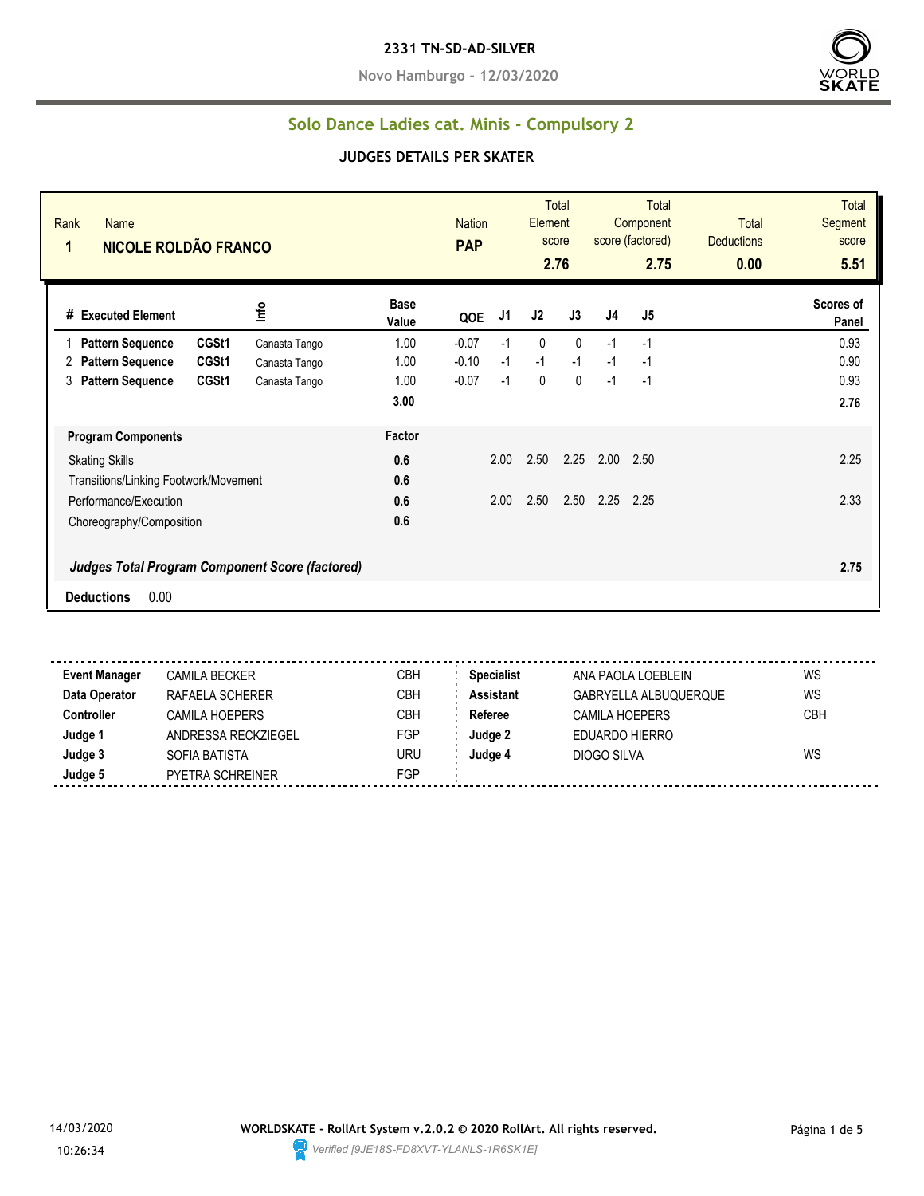**2331 TN-SD-AD-SILVER**

**Novo Hamburgo - 12/03/2020**

## Solo Dance Ladies cat. Minis - Compulsory 2

### JUDGES DETAILS PER SKATER

| Rank | Name | Nation | Total Element score | Total Component score (factored) | Total Deductions | Total Segment score |
|---|---|---|---|---|---|---|
| 1 | NICOLE ROLDÃO FRANCO | PAP | 2.76 | 2.75 | 0.00 | 5.51 |

| # | Executed Element | | Info | Base Value | QOE | J1 | J2 | J3 | J4 | J5 | Scores of Panel |
|---|---|---|---|---|---|---|---|---|---|---|---|
| 1 | Pattern Sequence | CGSt1 | Canasta Tango | 1.00 | -0.07 | -1 | 0 | 0 | -1 | -1 | 0.93 |
| 2 | Pattern Sequence | CGSt1 | Canasta Tango | 1.00 | -0.10 | -1 | -1 | -1 | -1 | -1 | 0.90 |
| 3 | Pattern Sequence | CGSt1 | Canasta Tango | 1.00 | -0.07 | -1 | 0 | 0 | -1 | -1 | 0.93 |
| | | | | 3.00 | | | | | | | 2.76 |

| Program Components | Factor | J1 | J2 | J3 | J4 | J5 | |
|---|---|---|---|---|---|---|---|
| Skating Skills | 0.6 | 2.00 | 2.50 | 2.25 | 2.00 | 2.50 | 2.25 |
| Transitions/Linking Footwork/Movement | 0.6 | | | | | | |
| Performance/Execution | 0.6 | 2.00 | 2.50 | 2.50 | 2.25 | 2.25 | 2.33 |
| Choreography/Composition | 0.6 | | | | | | |
| ***Judges Total Program Component Score (factored)*** | | | | | | | 2.75 |

**Deductions** 0.00

| | | | | | |
|---|---|---|---|---|---|
| **Event Manager** | CAMILA BECKER | CBH | **Specialist** | ANA PAOLA LOEBLEIN | WS |
| **Data Operator** | RAFAELA SCHERER | CBH | **Assistant** | GABRYELLA ALBUQUERQUE | WS |
| **Controller** | CAMILA HOEPERS | CBH | **Referee** | CAMILA HOEPERS | CBH |
| **Judge 1** | ANDRESSA RECKZIEGEL | FGP | **Judge 2** | EDUARDO HIERRO | |
| **Judge 3** | SOFIA BATISTA | URU | **Judge 4** | DIOGO SILVA | WS |
| **Judge 5** | PYETRA SCHREINER | FGP | | | |

14/03/2020 10:26:34

**WORLDSKATE - RollArt System v.2.0.2 © 2020 RollArt. All rights reserved.**

*Verified [9JE18S-FD8XVT-YLANLS-1R6SK1E]*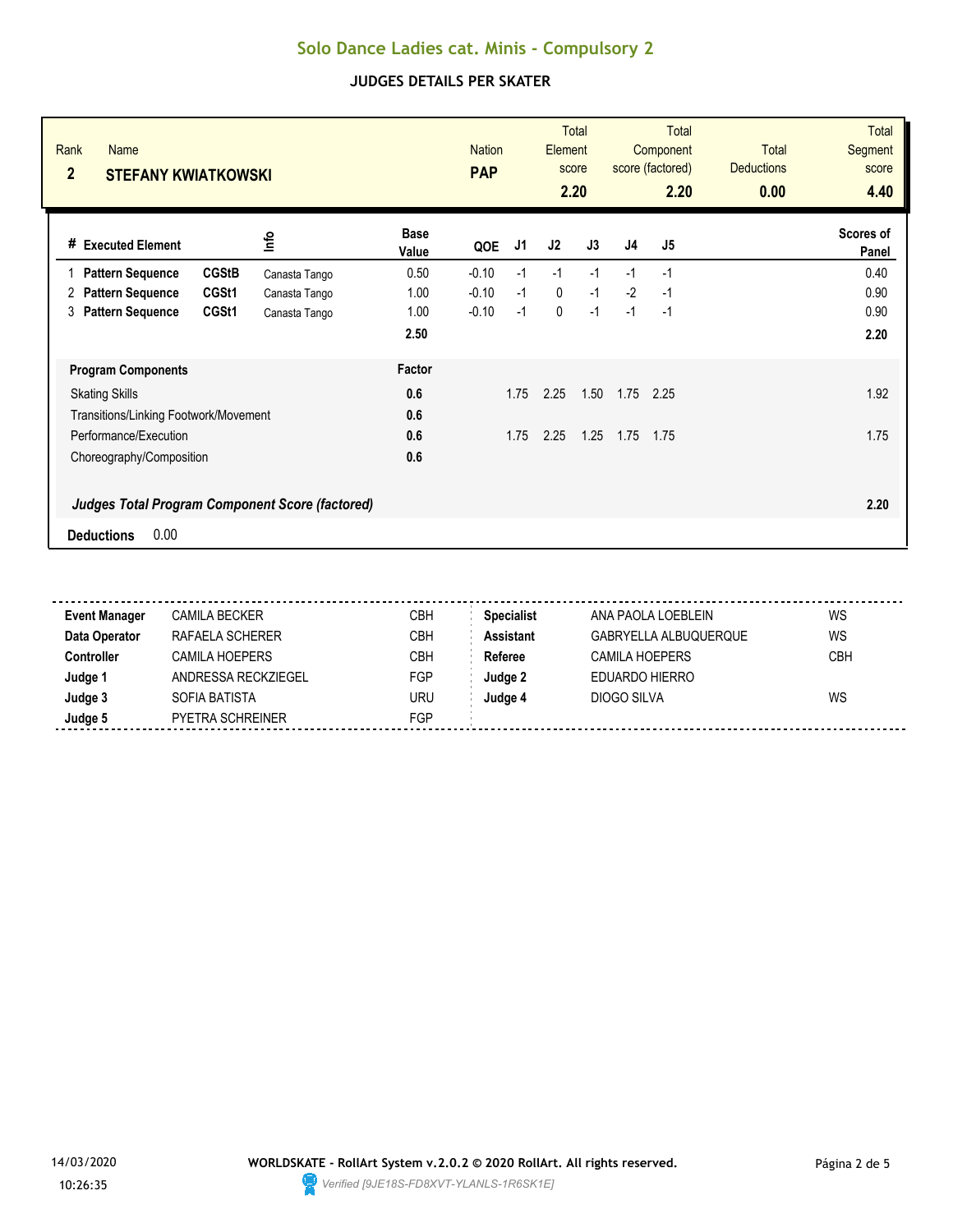# Solo Dance Ladies cat. Minis - Compulsory 2

## JUDGES DETAILS PER SKATER

| Rank | Name | Nation | Total Element score | Total Component score (factored) | Total Deductions | Total Segment score |
|---|---|---|---|---|---|---|
| 2 | STEFANY KWIATKOWSKI | PAP | 2.20 | 2.20 | 0.00 | 4.40 |

| # | Executed Element | | Info | Base Value | QOE | J1 | J2 | J3 | J4 | J5 | Scores of Panel |
|---|---|---|---|---|---|---|---|---|---|---|---|
| 1 | Pattern Sequence | CGStB | Canasta Tango | 0.50 | -0.10 | -1 | -1 | -1 | -1 | -1 | 0.40 |
| 2 | Pattern Sequence | CGSt1 | Canasta Tango | 1.00 | -0.10 | -1 | 0 | -1 | -2 | -1 | 0.90 |
| 3 | Pattern Sequence | CGSt1 | Canasta Tango | 1.00 | -0.10 | -1 | 0 | -1 | -1 | -1 | 0.90 |
| | | | | 2.50 | | | | | | | 2.20 |

| Program Components | Factor | J1 | J2 | J3 | J4 | J5 | Scores of Panel |
|---|---|---|---|---|---|---|---|
| Skating Skills | 0.6 | 1.75 | 2.25 | 1.50 | 1.75 | 2.25 | 1.92 |
| Transitions/Linking Footwork/Movement | 0.6 | | | | | | |
| Performance/Execution | 0.6 | 1.75 | 2.25 | 1.25 | 1.75 | 1.75 | 1.75 |
| Choreography/Composition | 0.6 | | | | | | |
| ***Judges Total Program Component Score (factored)*** | | | | | | | **2.20** |

**Deductions** 0.00

| | | | | | |
|---|---|---|---|---|---|
| **Event Manager** | CAMILA BECKER | CBH | **Specialist** | ANA PAOLA LOEBLEIN | WS |
| **Data Operator** | RAFAELA SCHERER | CBH | **Assistant** | GABRYELLA ALBUQUERQUE | WS |
| **Controller** | CAMILA HOEPERS | CBH | **Referee** | CAMILA HOEPERS | CBH |
| **Judge 1** | ANDRESSA RECKZIEGEL | FGP | **Judge 2** | EDUARDO HIERRO | |
| **Judge 3** | SOFIA BATISTA | URU | **Judge 4** | DIOGO SILVA | WS |
| **Judge 5** | PYETRA SCHREINER | FGP | | | |

14/03/2020 10:26:35

**WORLDSKATE - RollArt System v.2.0.2 © 2020 RollArt. All rights reserved.**

*Verified [9JE18S-FD8XVT-YLANLS-1R6SK1E]*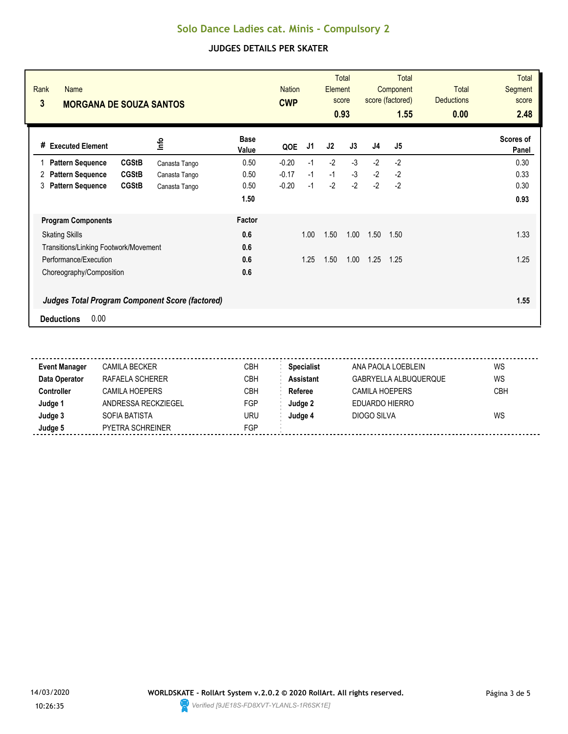# Solo Dance Ladies cat. Minis - Compulsory 2

## JUDGES DETAILS PER SKATER

| Rank | Name | Nation | Total Element score | Total Component score (factored) | Total Deductions | Total Segment score |
|---|---|---|---|---|---|---|
| 3 | **MORGANA DE SOUZA SANTOS** | **CWP** | **0.93** | **1.55** | **0.00** | **2.48** |

| # | Executed Element | | Info | Base Value | QOE | J1 | J2 | J3 | J4 | J5 | Scores of Panel |
|---|---|---|---|---|---|---|---|---|---|---|---|
| 1 | **Pattern Sequence** | **CGStB** | Canasta Tango | 0.50 | -0.20 | -1 | -2 | -3 | -2 | -2 | 0.30 |
| 2 | **Pattern Sequence** | **CGStB** | Canasta Tango | 0.50 | -0.17 | -1 | -1 | -3 | -2 | -2 | 0.33 |
| 3 | **Pattern Sequence** | **CGStB** | Canasta Tango | 0.50 | -0.20 | -1 | -2 | -2 | -2 | -2 | 0.30 |
| | | | | **1.50** | | | | | | | **0.93** |

| Program Components | Factor | J1 | J2 | J3 | J4 | J5 | |
|---|---|---|---|---|---|---|---|
| Skating Skills | **0.6** | 1.00 | 1.50 | 1.00 | 1.50 | 1.50 | 1.33 |
| Transitions/Linking Footwork/Movement | **0.6** | | | | | | |
| Performance/Execution | **0.6** | 1.25 | 1.50 | 1.00 | 1.25 | 1.25 | 1.25 |
| Choreography/Composition | **0.6** | | | | | | |
| ***Judges Total Program Component Score (factored)*** | | | | | | | **1.55** |

**Deductions** 0.00

| | | | | | |
|---|---|---|---|---|---|
| **Event Manager** | CAMILA BECKER | CBH | **Specialist** | ANA PAOLA LOEBLEIN | WS |
| **Data Operator** | RAFAELA SCHERER | CBH | **Assistant** | GABRYELLA ALBUQUERQUE | WS |
| **Controller** | CAMILA HOEPERS | CBH | **Referee** | CAMILA HOEPERS | CBH |
| **Judge 1** | ANDRESSA RECKZIEGEL | FGP | **Judge 2** | EDUARDO HIERRO | |
| **Judge 3** | SOFIA BATISTA | URU | **Judge 4** | DIOGO SILVA | WS |
| **Judge 5** | PYETRA SCHREINER | FGP | | | |

14/03/2020 10:26:35

**WORLDSKATE - RollArt System v.2.0.2 © 2020 RollArt. All rights reserved.**

*Verified [9JE18S-FD8XVT-YLANLS-1R6SK1E]*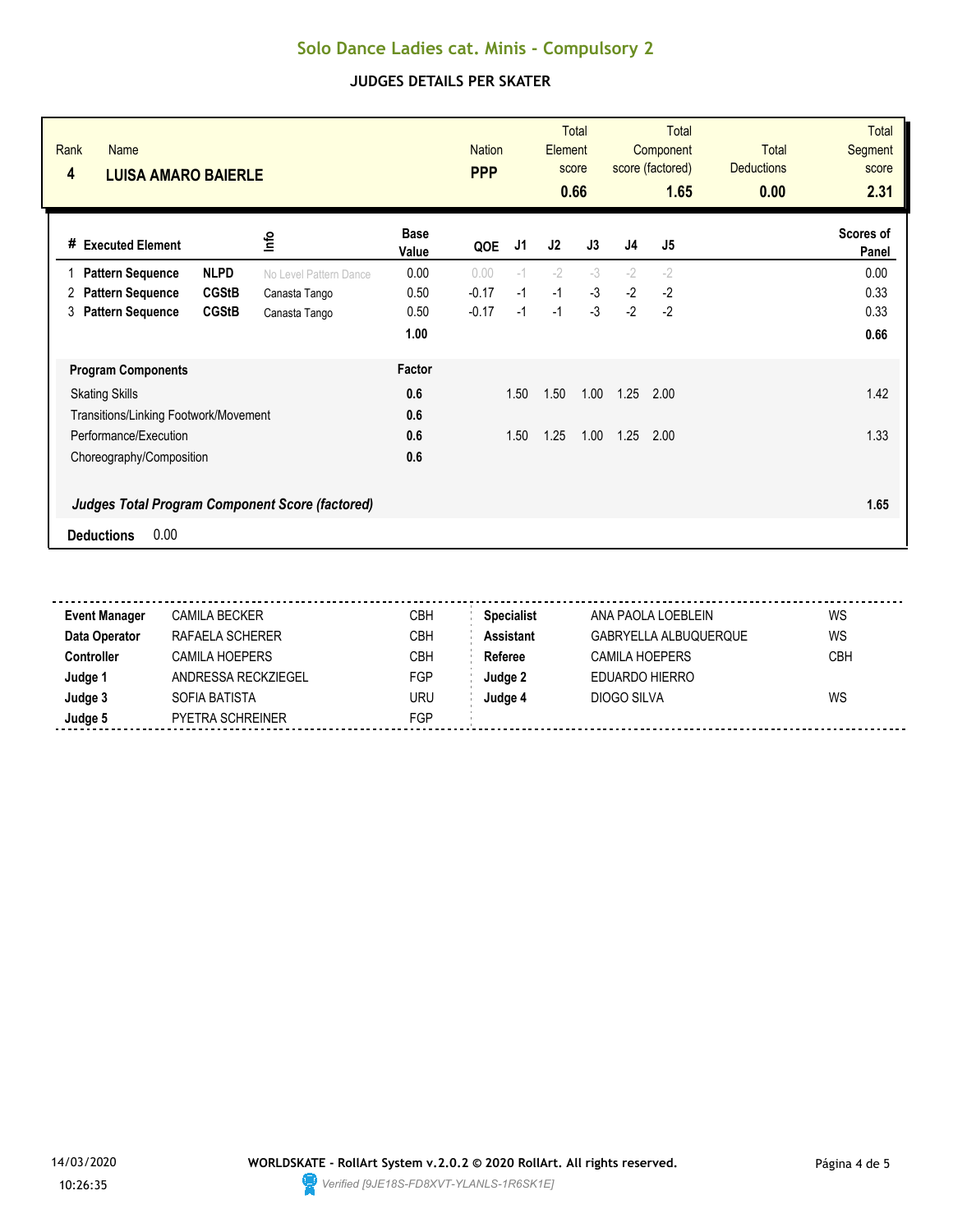# Solo Dance Ladies cat. Minis - Compulsory 2

## JUDGES DETAILS PER SKATER

| Rank | Name | Nation | Total Element score | Total Component score (factored) | Total Deductions | Total Segment score |
|---|---|---|---|---|---|---|
| 4 | **LUISA AMARO BAIERLE** | **PPP** | **0.66** | **1.65** | **0.00** | **2.31** |

| # | Executed Element | | Info | Base Value | QOE | J1 | J2 | J3 | J4 | J5 | Scores of Panel |
|---|---|---|---|---|---|---|---|---|---|---|---|
| 1 | **Pattern Sequence** | **NLPD** | No Level Pattern Dance | 0.00 | 0.00 | -1 | -2 | -3 | -2 | -2 | 0.00 |
| 2 | **Pattern Sequence** | **CGStB** | Canasta Tango | 0.50 | -0.17 | -1 | -1 | -3 | -2 | -2 | 0.33 |
| 3 | **Pattern Sequence** | **CGStB** | Canasta Tango | 0.50 | -0.17 | -1 | -1 | -3 | -2 | -2 | 0.33 |
| | | | | **1.00** | | | | | | | **0.66** |

| Program Components | Factor | J1 | J2 | J3 | J4 | J5 | |
|---|---|---|---|---|---|---|---|
| Skating Skills | **0.6** | 1.50 | 1.50 | 1.00 | 1.25 | 2.00 | 1.42 |
| Transitions/Linking Footwork/Movement | **0.6** | | | | | | |
| Performance/Execution | **0.6** | 1.50 | 1.25 | 1.00 | 1.25 | 2.00 | 1.33 |
| Choreography/Composition | **0.6** | | | | | | |
| ***Judges Total Program Component Score (factored)*** | | | | | | | **1.65** |

**Deductions** 0.00

| | | | | | |
|---|---|---|---|---|---|
| **Event Manager** | CAMILA BECKER | CBH | **Specialist** | ANA PAOLA LOEBLEIN | WS |
| **Data Operator** | RAFAELA SCHERER | CBH | **Assistant** | GABRYELLA ALBUQUERQUE | WS |
| **Controller** | CAMILA HOEPERS | CBH | **Referee** | CAMILA HOEPERS | CBH |
| **Judge 1** | ANDRESSA RECKZIEGEL | FGP | **Judge 2** | EDUARDO HIERRO | |
| **Judge 3** | SOFIA BATISTA | URU | **Judge 4** | DIOGO SILVA | WS |
| **Judge 5** | PYETRA SCHREINER | FGP | | | |

14/03/2020
10:26:26

**WORLDSKATE - RollArt System v.2.0.2 © 2020 RollArt. All rights reserved.**
*Verified [9JE18S-FD8XVT-YLANLS-1R6SK1E]*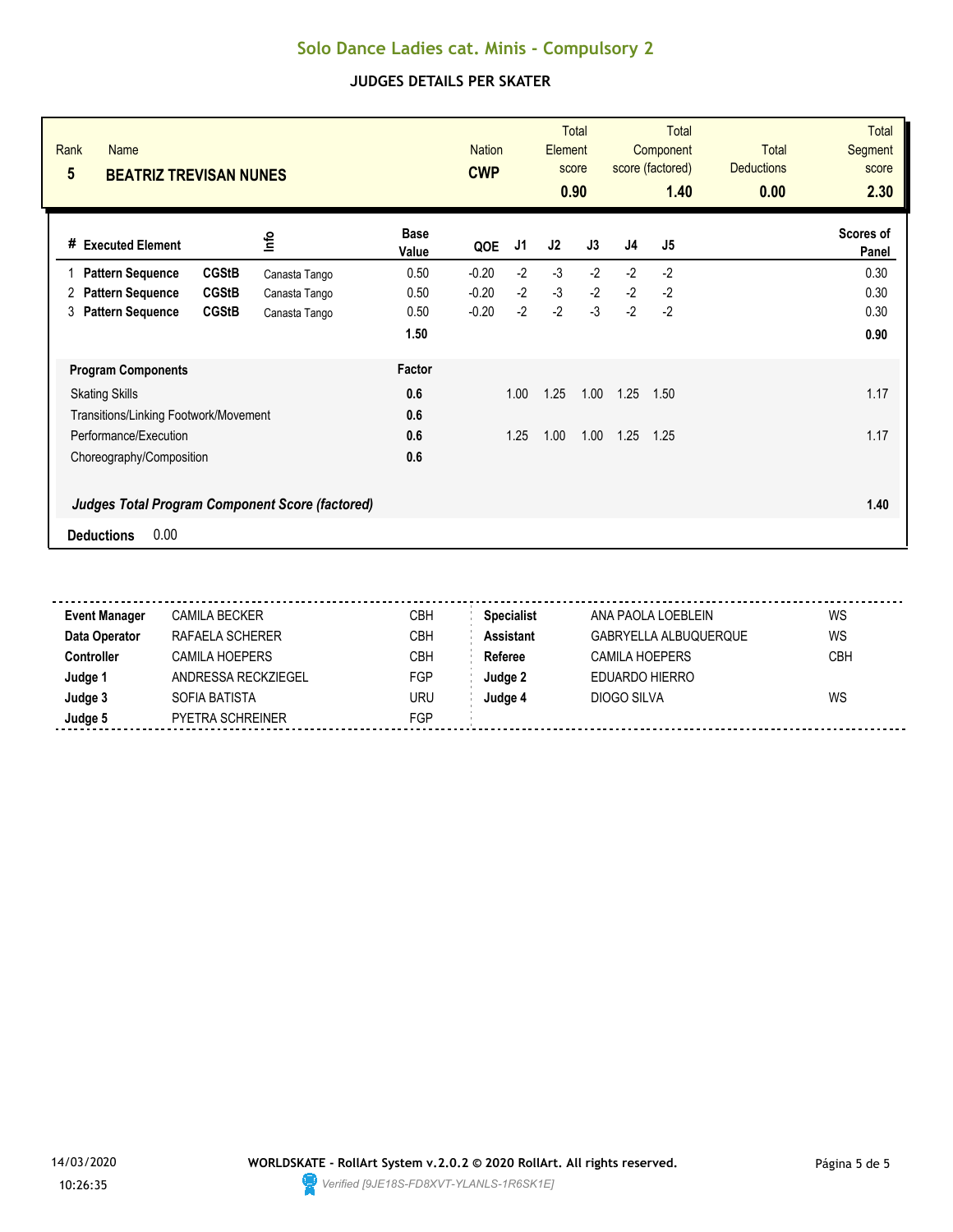# Solo Dance Ladies cat. Minis - Compulsory 2

## JUDGES DETAILS PER SKATER

| Rank | Name | Nation | Total Element score | Total Component score (factored) | Total Deductions | Total Segment score |
|---|---|---|---|---|---|---|
| 5 | **BEATRIZ TREVISAN NUNES** | **CWP** | **0.90** | **1.40** | **0.00** | **2.30** |

| # | Executed Element | | Info | Base Value | QOE | J1 | J2 | J3 | J4 | J5 | Scores of Panel |
|---|---|---|---|---|---|---|---|---|---|---|---|
| 1 | **Pattern Sequence** | **CGStB** | Canasta Tango | 0.50 | -0.20 | -2 | -3 | -2 | -2 | -2 | 0.30 |
| 2 | **Pattern Sequence** | **CGStB** | Canasta Tango | 0.50 | -0.20 | -2 | -3 | -2 | -2 | -2 | 0.30 |
| 3 | **Pattern Sequence** | **CGStB** | Canasta Tango | 0.50 | -0.20 | -2 | -2 | -3 | -2 | -2 | 0.30 |
| | | | | **1.50** | | | | | | | **0.90** |

| Program Components | Factor | J1 | J2 | J3 | J4 | J5 | |
|---|---|---|---|---|---|---|---|
| Skating Skills | **0.6** | 1.00 | 1.25 | 1.00 | 1.25 | 1.50 | 1.17 |
| Transitions/Linking Footwork/Movement | **0.6** | | | | | | |
| Performance/Execution | **0.6** | 1.25 | 1.00 | 1.00 | 1.25 | 1.25 | 1.17 |
| Choreography/Composition | **0.6** | | | | | | |
| ***Judges Total Program Component Score (factored)*** | | | | | | | **1.40** |

**Deductions** 0.00

| | | | | | |
|---|---|---|---|---|---|
| **Event Manager** | CAMILA BECKER | CBH | **Specialist** | ANA PAOLA LOEBLEIN | WS |
| **Data Operator** | RAFAELA SCHERER | CBH | **Assistant** | GABRYELLA ALBUQUERQUE | WS |
| **Controller** | CAMILA HOEPERS | CBH | **Referee** | CAMILA HOEPERS | CBH |
| **Judge 1** | ANDRESSA RECKZIEGEL | FGP | **Judge 2** | EDUARDO HIERRO | |
| **Judge 3** | SOFIA BATISTA | URU | **Judge 4** | DIOGO SILVA | WS |
| **Judge 5** | PYETRA SCHREINER | FGP | | | |

14/03/2020 10:26:35

**WORLDSKATE - RollArt System v.2.0.2 © 2020 RollArt. All rights reserved.**

*Verified [9JE18S-FD8XVT-YLANLS-1R6SK1E]*